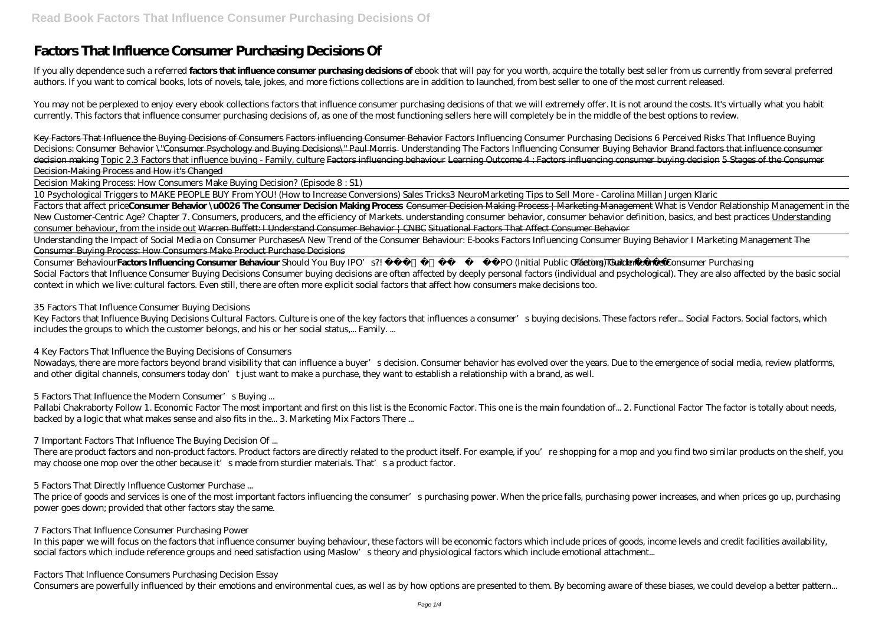# Factors That Influence Consumer Purchasing Decisions Of

If you ally dependence such a referred **factors that influence consumer purchasing decisions of** ebook that will pay for you worth, acquire the totally best seller from us currently from several preferred authors. If you want to comical books, lots of novels, tale, jokes, and more fictions collections are in addition to launched, from best seller to one of the most current released.

You may not be perplexed to enjoy every ebook collections factors that influence consumer purchasing decisions of that we will extremely offer. It is not around the costs. It's virtually what you habit currently. This factors that influence consumer purchasing decisions of, as one of the most functioning sellers here will completely be in the middle of the best options to review.

Key Factors That Influence the Buying Decisions of Consumers Factors influencing Consumer Behavior *Factors Influencing Consumer Purchasing Decisions 6 Perceived Risks That Influence Buying Decisions: Consumer Behavior* "Consumer Psychology and Buying Decisions" Paul Morris *Understanding The Factors Influencing Consumer Buying Behavior* Brand factors that influence consumer decision making Topic 2.3 Factors that influence buying - Family, culture Factors influencing behaviour Learning Outcome 4 : Factors influencing consumer buying decision 5 Stages of the Consumer Decision-Making Process and How it's Changed

Decision Making Process: How Consumers Make Buying Decision? (Episode 8 : S1)

10 Psychological Triggers to MAKE PEOPLE BUY From YOU! (How to Increase Conversions) Sales Tricks3 NeuroMarketing Tips to Sell More - Carolina Millan Jurgen Klaric

Factors that affect price**Consumer Behavior \u0026 The Consumer Decision Making Process** Consumer Decision Making Process | Marketing Management *What is Vendor Relationship Management in the New Customer-Centric Age? Chapter 7. Consumers, producers, and the efficiency of Markets. understanding consumer behavior, consumer behavior definition, basics, and best practices* Understanding consumer behaviour, from the inside out Warren Buffett: I Understand Consumer Behavior | CNBC Situational Factors That Affect Consumer Behavior

Understanding the Impact of Social Media on Consumer Purchases*A New Trend of the Consumer Behaviour: E-books* Factors Influencing Consumer Buying Behavior I Marketing Management The Consumer Buying Process: How Consumers Make Product Purchase Decisions

Consumer Behaviour**Factors Influencing Consumer Behaviour** *Should You Buy IPO's?! IPO (Initial Public Offering) Guide Factors That Influence Consumer Purchasing*

Social Factors that Influence Consumer Buying Decisions Consumer buying decisions are often affected by deeply personal factors (individual and psychological). They are also affected by the basic social context in which we live: cultural factors. Even still, there are often more explicit social factors that affect how consumers make decisions too.

*35 Factors That Influence Consumer Buying Decisions*

Key Factors that Influence Buying Decisions Cultural Factors. Culture is one of the key factors that influences a consumer's buying decisions. These factors refer... Social Factors. Social factors, which includes the groups to which the customer belongs, and his or her social status,... Family. ...

*4 Key Factors That Influence the Buying Decisions of Consumers*

Nowadays, there are more factors beyond brand visibility that can influence a buyer's decision. Consumer behavior has evolved over the years. Due to the emergence of social media, review platforms, and other digital channels, consumers today don't just want to make a purchase, they want to establish a relationship with a brand, as well.

*5 Factors That Influence the Modern Consumer's Buying ...*

Pallabi Chakraborty Follow 1. Economic Factor The most important and first on this list is the Economic Factor. This one is the main foundation of... 2. Functional Factor The factor is totally about needs, backed by a logic that what makes sense and also fits in the... 3. Marketing Mix Factors There ...

*7 Important Factors That Influence The Buying Decision Of ...*

There are product factors and non-product factors. Product factors are directly related to the product itself. For example, if you're shopping for a mop and you find two similar products on the shelf, you may choose one mop over the other because it's made from sturdier materials. That's a product factor.

*5 Factors That Directly Influence Customer Purchase ...*

The price of goods and services is one of the most important factors influencing the consumer's purchasing power. When the price falls, purchasing power increases, and when prices go up, purchasing power goes down; provided that other factors stay the same.

*7 Factors That Influence Consumer Purchasing Power*

In this paper we will focus on the factors that influence consumer buying behaviour, these factors will be economic factors which include prices of goods, income levels and credit facilities availability, social factors which include reference groups and need satisfaction using Maslow's theory and physiological factors which include emotional attachment...

*Factors That Influence Consumers Purchasing Decision Essay*

Consumers are powerfully influenced by their emotions and environmental cues, as well as by how options are presented to them. By becoming aware of these biases, we could develop a better pattern...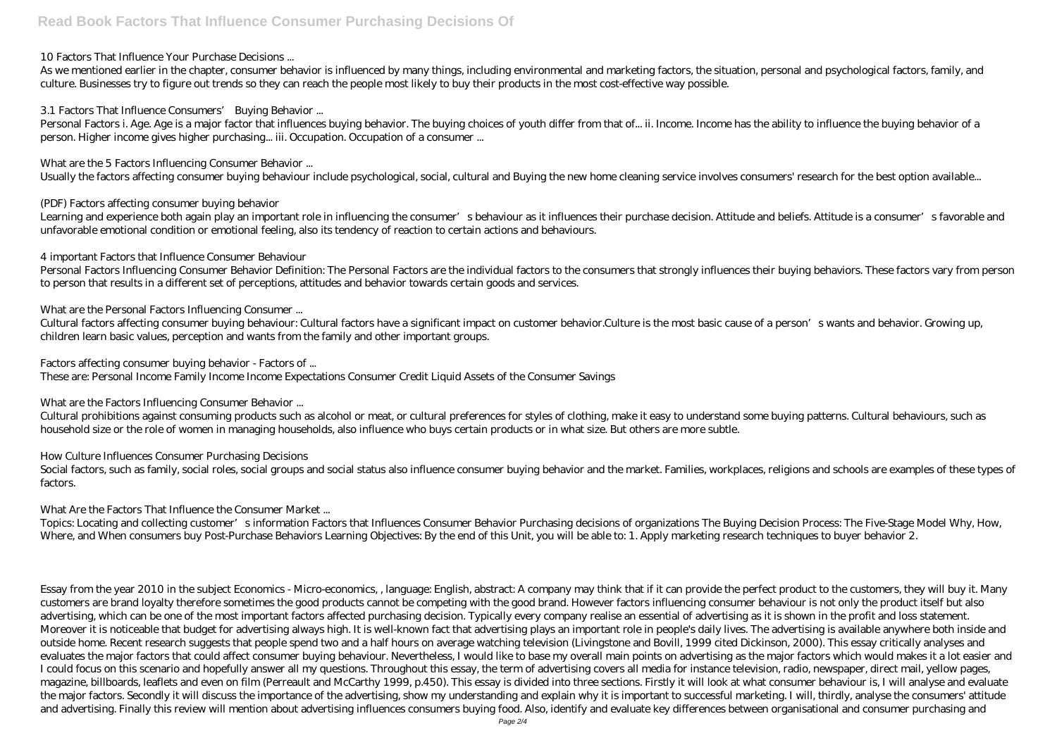*10 Factors That Influence Your Purchase Decisions ...*

As we mentioned earlier in the chapter, consumer behavior is influenced by many things, including environmental and marketing factors, the situation, personal and psychological factors, family, and culture. Businesses try to figure out trends so they can reach the people most likely to buy their products in the most cost-effective way possible.

*3.1 Factors That Influence Consumers' Buying Behavior ...*

Personal Factors i. Age. Age is a major factor that influences buying behavior. The buying choices of youth differ from that of... ii. Income. Income has the ability to influence the buying behavior of a person. Higher income gives higher purchasing... iii. Occupation. Occupation of a consumer ...

*What are the 5 Factors Influencing Consumer Behavior ...*

Usually the factors affecting consumer buying behaviour include psychological, social, cultural and Buying the new home cleaning service involves consumers' research for the best option available...

*(PDF) Factors affecting consumer buying behavior*

Learning and experience both again play an important role in influencing the consumer's behaviour as it influences their purchase decision. Attitude and beliefs. Attitude is a consumer's favorable and unfavorable emotional condition or emotional feeling, also its tendency of reaction to certain actions and behaviours.

*4 important Factors that Influence Consumer Behaviour*

Personal Factors Influencing Consumer Behavior Definition: The Personal Factors are the individual factors to the consumers that strongly influences their buying behaviors. These factors vary from person to person that results in a different set of perceptions, attitudes and behavior towards certain goods and services.

*What are the Personal Factors Influencing Consumer ...*

Cultural factors affecting consumer buying behaviour: Cultural factors have a significant impact on customer behavior.Culture is the most basic cause of a person's wants and behavior. Growing up, children learn basic values, perception and wants from the family and other important groups.

*Factors affecting consumer buying behavior - Factors of ...*

These are: Personal Income Family Income Income Expectations Consumer Credit Liquid Assets of the Consumer Savings

*What are the Factors Influencing Consumer Behavior ...*

Cultural prohibitions against consuming products such as alcohol or meat, or cultural preferences for styles of clothing, make it easy to understand some buying patterns. Cultural behaviours, such as household size or the role of women in managing households, also influence who buys certain products or in what size. But others are more subtle.

*How Culture Influences Consumer Purchasing Decisions*

Social factors, such as family, social roles, social groups and social status also influence consumer buying behavior and the market. Families, workplaces, religions and schools are examples of these types of factors.

*What Are the Factors That Influence the Consumer Market ...*

Topics: Locating and collecting customer's information Factors that Influences Consumer Behavior Purchasing decisions of organizations The Buying Decision Process: The Five-Stage Model Why, How, Where, and When consumers buy Post-Purchase Behaviors Learning Objectives: By the end of this Unit, you will be able to: 1. Apply marketing research techniques to buyer behavior 2.

Essay from the year 2010 in the subject Economics - Micro-economics, , language: English, abstract: A company may think that if it can provide the perfect product to the customers, they will buy it. Many customers are brand loyalty therefore sometimes the good products cannot be competing with the good brand. However factors influencing consumer behaviour is not only the product itself but also advertising, which can be one of the most important factors affected purchasing decision. Typically every company realise an essential of advertising as it is shown in the profit and loss statement. Moreover it is noticeable that budget for advertising always high. It is well-known fact that advertising plays an important role in people's daily lives. The advertising is available anywhere both inside and outside home. Recent research suggests that people spend two and a half hours on average watching television (Livingstone and Bovill, 1999 cited Dickinson, 2000). This essay critically analyses and evaluates the major factors that could affect consumer buying behaviour. Nevertheless, I would like to base my overall main points on advertising as the major factors which would makes it a lot easier and I could focus on this scenario and hopefully answer all my questions. Throughout this essay, the term of advertising covers all media for instance television, radio, newspaper, direct mail, yellow pages, magazine, billboards, leaflets and even on film (Perreault and McCarthy 1999, p.450). This essay is divided into three sections. Firstly it will look at what consumer behaviour is, I will analyse and evaluate the major factors. Secondly it will discuss the importance of the advertising, show my understanding and explain why it is important to successful marketing. I will, thirdly, analyse the consumers' attitude and advertising. Finally this review will mention about advertising influences consumers buying food. Also, identify and evaluate key differences between organisational and consumer purchasing and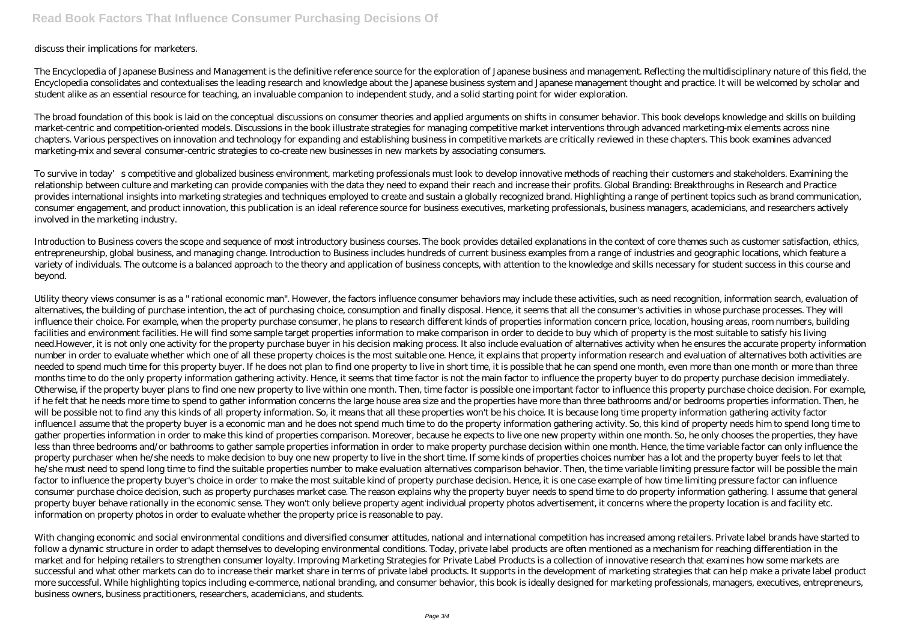discuss their implications for marketers.

The Encyclopedia of Japanese Business and Management is the definitive reference source for the exploration of Japanese business and management. Reflecting the multidisciplinary nature of this field, the Encyclopedia consolidates and contextualises the leading research and knowledge about the Japanese business system and Japanese management thought and practice. It will be welcomed by scholar and student alike as an essential resource for teaching, an invaluable companion to independent study, and a solid starting point for wider exploration.

The broad foundation of this book is laid on the conceptual discussions on consumer theories and applied arguments on shifts in consumer behavior. This book develops knowledge and skills on building market-centric and competition-oriented models. Discussions in the book illustrate strategies for managing competitive market interventions through advanced marketing-mix elements across nine chapters. Various perspectives on innovation and technology for expanding and establishing business in competitive markets are critically reviewed in these chapters. This book examines advanced marketing-mix and several consumer-centric strategies to co-create new businesses in new markets by associating consumers.

To survive in today's competitive and globalized business environment, marketing professionals must look to develop innovative methods of reaching their customers and stakeholders. Examining the relationship between culture and marketing can provide companies with the data they need to expand their reach and increase their profits. Global Branding: Breakthroughs in Research and Practice provides international insights into marketing strategies and techniques employed to create and sustain a globally recognized brand. Highlighting a range of pertinent topics such as brand communication, consumer engagement, and product innovation, this publication is an ideal reference source for business executives, marketing professionals, business managers, academicians, and researchers actively involved in the marketing industry.

Introduction to Business covers the scope and sequence of most introductory business courses. The book provides detailed explanations in the context of core themes such as customer satisfaction, ethics, entrepreneurship, global business, and managing change. Introduction to Business includes hundreds of current business examples from a range of industries and geographic locations, which feature a variety of individuals. The outcome is a balanced approach to the theory and application of business concepts, with attention to the knowledge and skills necessary for student success in this course and beyond.

Utility theory views consumer is as a " rational economic man". However, the factors influence consumer behaviors may include these activities, such as need recognition, information search, evaluation of alternatives, the building of purchase intention, the act of purchasing choice, consumption and finally disposal. Hence, it seems that all the consumer's activities in whose purchase processes. They will influence their choice. For example, when the property purchase consumer, he plans to research different kinds of properties information concern price, location, housing areas, room numbers, building facilities and environment facilities. He will find some sample target properties information to make comparison in order to decide to buy which of property is the most suitable to satisfy his living need.However, it is not only one activity for the property purchase buyer in his decision making process. It also include evaluation of alternatives activity when he ensures the accurate property information number in order to evaluate whether which one of all these property choices is the most suitable one. Hence, it explains that property information research and evaluation of alternatives both activities are needed to spend much time for this property buyer. If he does not plan to find one property to live in short time, it is possible that he can spend one month, even more than one month or more than three months time to do the only property information gathering activity. Hence, it seems that time factor is not the main factor to influence the property buyer to do property purchase decision immediately. Otherwise, if the property buyer plans to find one new property to live within one month. Then, time factor is possible one important factor to influence this property purchase choice decision. For example, if he felt that he needs more time to spend to gather information concerns the large house area size and the properties have more than three bathrooms and/or bedrooms properties information. Then, he will be possible not to find any this kinds of all property information. So, it means that all these properties won't be his choice. It is because long time property information gathering activity factor influence.I assume that the property buyer is a economic man and he does not spend much time to do the property information gathering activity. So, this kind of property needs him to spend long time to gather properties information in order to make this kind of properties comparison. Moreover, because he expects to live one new property within one month. So, he only chooses the properties, they have less than three bedrooms and/or bathrooms to gather sample properties information in order to make property purchase decision within one month. Hence, the time variable factor can only influence the property purchaser when he/she needs to make decision to buy one new property to live in the short time. If some kinds of properties choices number has a lot and the property buyer feels to let that he/she must need to spend long time to find the suitable properties number to make evaluation alternatives comparison behavior. Then, the time variable limiting pressure factor will be possible the main factor to influence the property buyer's choice in order to make the most suitable kind of property purchase decision. Hence, it is one case example of how time limiting pressure factor can influence consumer purchase choice decision, such as property purchases market case. The reason explains why the property buyer needs to spend time to do property information gathering. I assume that general property buyer behave rationally in the economic sense. They won't only believe property agent individual property photos advertisement, it concerns where the property location is and facility etc. information on property photos in order to evaluate whether the property price is reasonable to pay.

With changing economic and social environmental conditions and diversified consumer attitudes, national and international competition has increased among retailers. Private label brands have started to follow a dynamic structure in order to adapt themselves to developing environmental conditions. Today, private label products are often mentioned as a mechanism for reaching differentiation in the market and for helping retailers to strengthen consumer loyalty. Improving Marketing Strategies for Private Label Products is a collection of innovative research that examines how some markets are successful and what other markets can do to increase their market share in terms of private label products. It supports in the development of marketing strategies that can help make a private label product more successful. While highlighting topics including e-commerce, national branding, and consumer behavior, this book is ideally designed for marketing professionals, managers, executives, entrepreneurs, business owners, business practitioners, researchers, academicians, and students.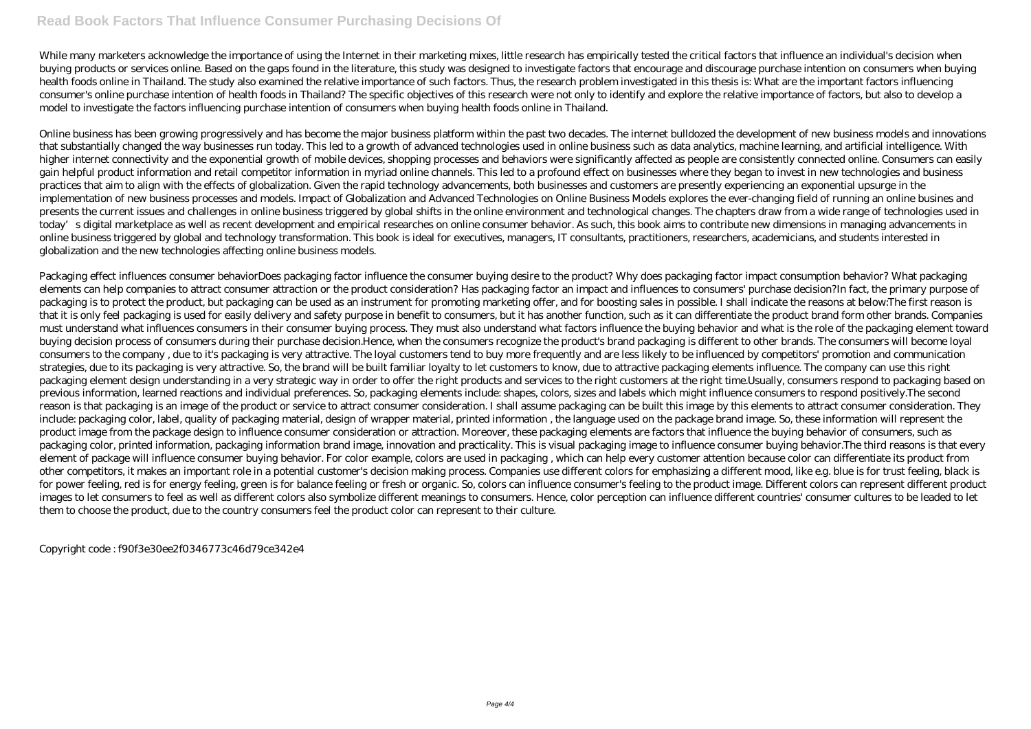While many marketers acknowledge the importance of using the Internet in their marketing mixes, little research has empirically tested the critical factors that influence an individual's decision when buying products or services online. Based on the gaps found in the literature, this study was designed to investigate factors that encourage and discourage purchase intention on consumers when buying health foods online in Thailand. The study also examined the relative importance of such factors. Thus, the research problem investigated in this thesis is: What are the important factors influencing consumer's online purchase intention of health foods in Thailand? The specific objectives of this research were not only to identify and explore the relative importance of factors, but also to develop a model to investigate the factors influencing purchase intention of consumers when buying health foods online in Thailand.

Online business has been growing progressively and has become the major business platform within the past two decades. The internet bulldozed the development of new business models and innovations that substantially changed the way businesses run today. This led to a growth of advanced technologies used in online business such as data analytics, machine learning, and artificial intelligence. With higher internet connectivity and the exponential growth of mobile devices, shopping processes and behaviors were significantly affected as people are consistently connected online. Consumers can easily gain helpful product information and retail competitor information in myriad online channels. This led to a profound effect on businesses where they began to invest in new technologies and business practices that aim to align with the effects of globalization. Given the rapid technology advancements, both businesses and customers are presently experiencing an exponential upsurge in the implementation of new business processes and models. Impact of Globalization and Advanced Technologies on Online Business Models explores the ever-changing field of running an online busines and presents the current issues and challenges in online business triggered by global shifts in the online environment and technological changes. The chapters draw from a wide range of technologies used in today's digital marketplace as well as recent development and empirical researches on online consumer behavior. As such, this book aims to contribute new dimensions in managing advancements in online business triggered by global and technology transformation. This book is ideal for executives, managers, IT consultants, practitioners, researchers, academicians, and students interested in globalization and the new technologies affecting online business models.

Packaging effect influences consumer behaviorDoes packaging factor influence the consumer buying desire to the product? Why does packaging factor impact consumption behavior? What packaging elements can help companies to attract consumer attraction or the product consideration? Has packaging factor an impact and influences to consumers' purchase decision?In fact, the primary purpose of packaging is to protect the product, but packaging can be used as an instrument for promoting marketing offer, and for boosting sales in possible. I shall indicate the reasons at below:The first reason is that it is only feel packaging is used for easily delivery and safety purpose in benefit to consumers, but it has another function, such as it can differentiate the product brand form other brands. Companies must understand what influences consumers in their consumer buying process. They must also understand what factors influence the buying behavior and what is the role of the packaging element toward buying decision process of consumers during their purchase decision.Hence, when the consumers recognize the product's brand packaging is different to other brands. The consumers will become loyal consumers to the company , due to it's packaging is very attractive. The loyal customers tend to buy more frequently and are less likely to be influenced by competitors' promotion and communication strategies, due to its packaging is very attractive. So, the brand will be built familiar loyalty to let customers to know, due to attractive packaging elements influence. The company can use this right packaging element design understanding in a very strategic way in order to offer the right products and services to the right customers at the right time.Usually, consumers respond to packaging based on previous information, learned reactions and individual preferences. So, packaging elements include: shapes, colors, sizes and labels which might influence consumers to respond positively.The second reason is that packaging is an image of the product or service to attract consumer consideration. I shall assume packaging can be built this image by this elements to attract consumer consideration. They include: packaging color, label, quality of packaging material, design of wrapper material, printed information , the language used on the package brand image. So, these information will represent the product image from the package design to influence consumer consideration or attraction. Moreover, these packaging elements are factors that influence the buying behavior of consumers, such as packaging color, printed information, packaging information brand image, innovation and practicality. This is visual packaging image to influence consumer buying behavior.The third reasons is that every element of package will influence consumer buying behavior. For color example, colors are used in packaging , which can help every customer attention because color can differentiate its product from other competitors, it makes an important role in a potential customer's decision making process. Companies use different colors for emphasizing a different mood, like e.g. blue is for trust feeling, black is for power feeling, red is for energy feeling, green is for balance feeling or fresh or organic. So, colors can influence consumer's feeling to the product image. Different colors can represent different product images to let consumers to feel as well as different colors also symbolize different meanings to consumers. Hence, color perception can influence different countries' consumer cultures to be leaded to let them to choose the product, due to the country consumers feel the product color can represent to their culture.

Copyright code : f90f3e30ee2f0346773c46d79ce342e4